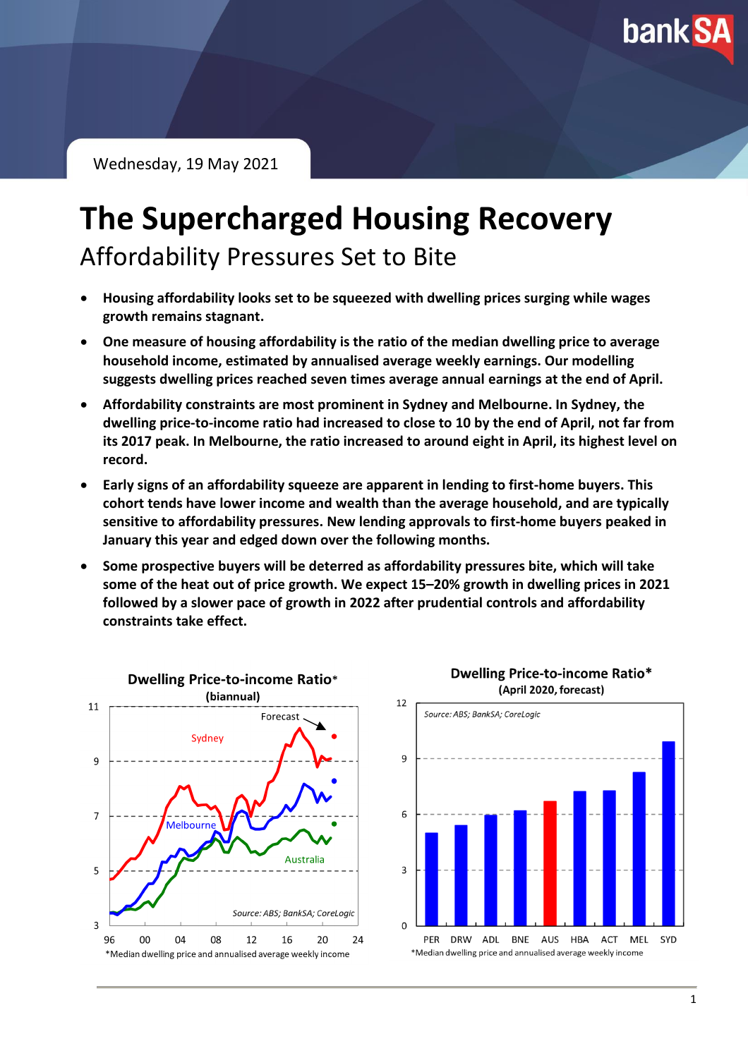Wednesday, 19 May 2021

# The Supercharged Housing Recovery

## Affordability Pressures Set to Bite

- **Housing affordability looks set to be squeezed with dwelling prices surging while wages growth remains stagnant.**
- **One measure of housing affordability is the ratio of the median dwelling price to average household income, estimated by annualised average weekly earnings. Our modelling suggests dwelling prices reached seven times average annual earnings at the end of April.**
- **Affordability constraints are most prominent in Sydney and Melbourne. In Sydney, the dwelling price-to-income ratio had increased to close to 10 by the end of April, not far from its 2017 peak. In Melbourne, the ratio increased to around eight in April, its highest level on record.**
- **Early signs of an affordability squeeze are apparent in lending to first-home buyers. This cohort tends have lower income and wealth than the average household, and are typically sensitive to affordability pressures. New lending approvals to first-home buyers peaked in January this year and edged down over the following months.**
- **Some prospective buyers will be deterred as affordability pressures bite, which will take some of the heat out of price growth. We expect 15–20% growth in dwelling prices in 2021 followed by a slower pace of growth in 2022 after prudential controls and affordability constraints take effect.**

**Dwelling Price-to-income Ratio*** **(biannual)**

*Source: ABS; BankSA; CoreLogic*

*Median dwelling price and annualised average weekly income

**Dwelling Price-to-income Ratio*** **(April 2020, forecast)**

*Source: ABS; BankSA; CoreLogic*

*Median dwelling price and annualised average weekly income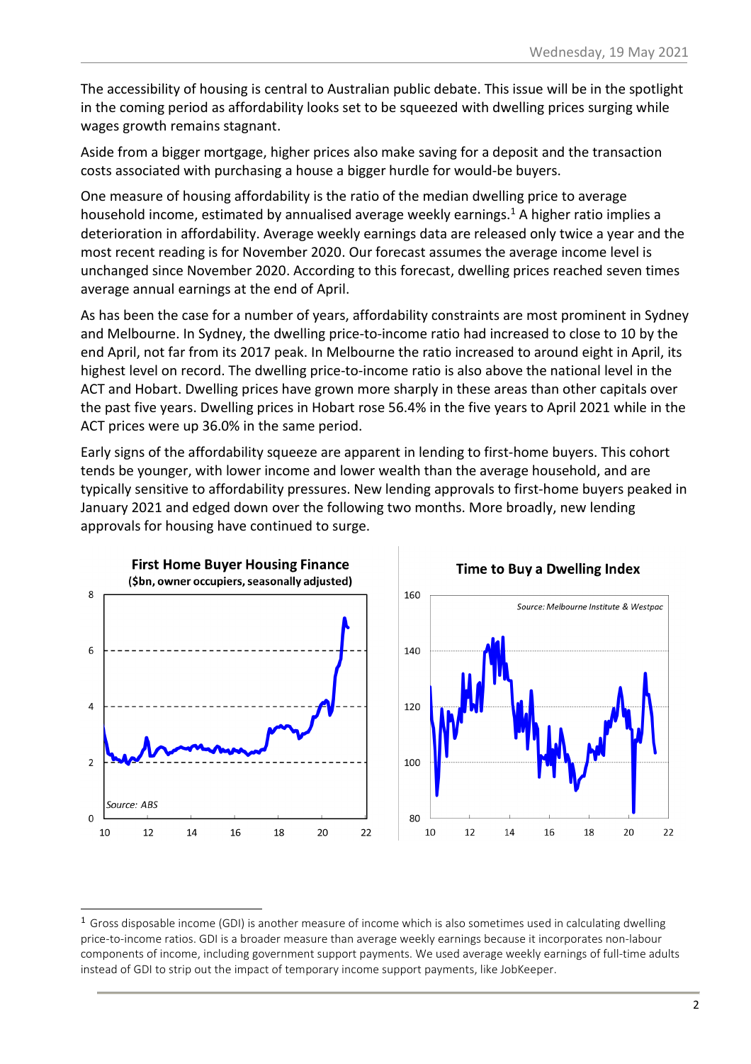The accessibility of housing is central to Australian public debate. This issue will be in the spotlight in the coming period as affordability looks set to be squeezed with dwelling prices surging while wages growth remains stagnant.

Aside from a bigger mortgage, higher prices also make saving for a deposit and the transaction costs associated with purchasing a house a bigger hurdle for would-be buyers.

One measure of housing affordability is the ratio of the median dwelling price to average household income, estimated by annualised average weekly earnings.[1] A higher ratio implies a deterioration in affordability. Average weekly earnings data are released only twice a year and the most recent reading is for November 2020. Our forecast assumes the average income level is unchanged since November 2020. According to this forecast, dwelling prices reached seven times average annual earnings at the end of April.

As has been the case for a number of years, affordability constraints are most prominent in Sydney and Melbourne. In Sydney, the dwelling price-to-income ratio had increased to close to 10 by the end April, not far from its 2017 peak. In Melbourne the ratio increased to around eight in April, its highest level on record. The dwelling price-to-income ratio is also above the national level in the ACT and Hobart. Dwelling prices have grown more sharply in these areas than other capitals over the past five years. Dwelling prices in Hobart rose 56.4% in the five years to April 2021 while in the ACT prices were up 36.0% in the same period.

Early signs of the affordability squeeze are apparent in lending to first-home buyers. This cohort tends be younger, with lower income and lower wealth than the average household, and are typically sensitive to affordability pressures. New lending approvals to first-home buyers peaked in January 2021 and edged down over the following two months. More broadly, new lending approvals for housing have continued to surge.

**First Home Buyer Housing Finance**
**($bn, owner occupiers, seasonally adjusted)**

*Source: ABS*

**Time to Buy a Dwelling Index**

*Source: Melbourne Institute & Westpac*

---

[1] Gross disposable income (GDI) is another measure of income which is also sometimes used in calculating dwelling price-to-income ratios. GDI is a broader measure than average weekly earnings because it incorporates non-labour components of income, including government support payments. We used average weekly earnings of full-time adults instead of GDI to strip out the impact of temporary income support payments, like JobKeeper.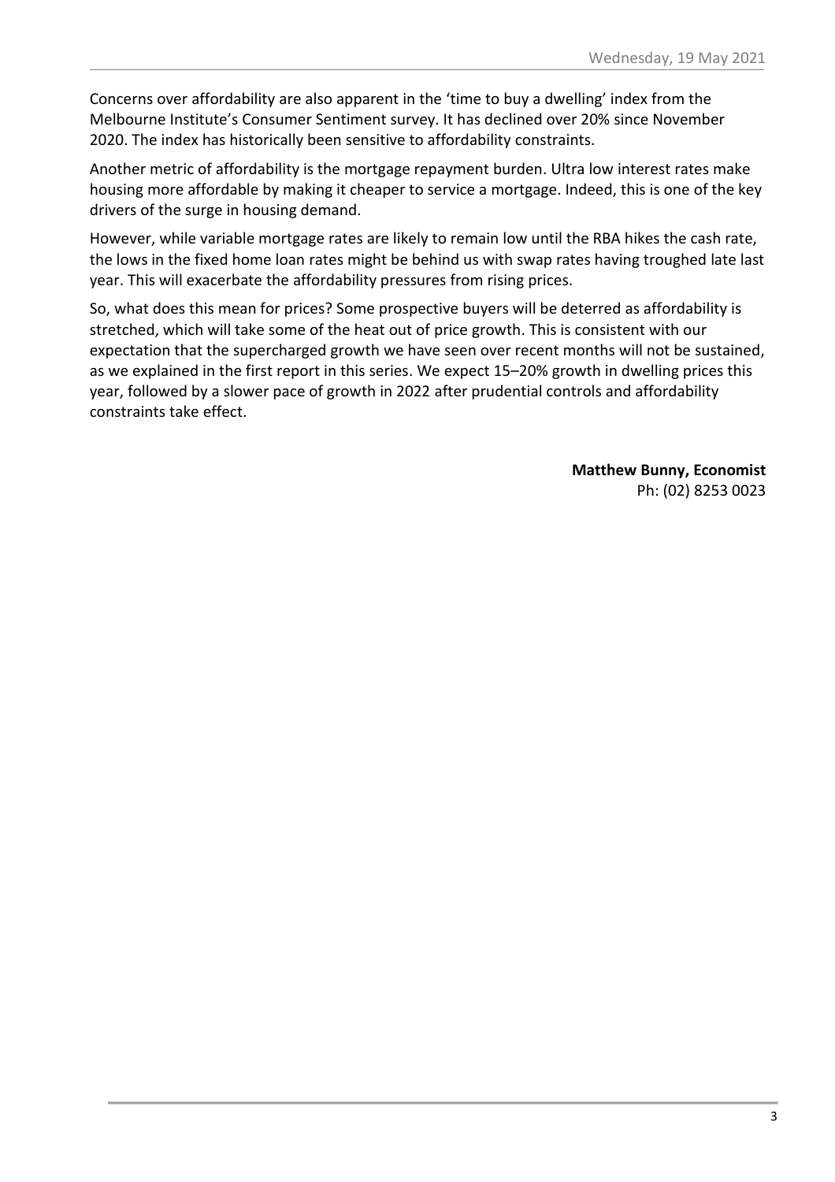Concerns over affordability are also apparent in the 'time to buy a dwelling' index from the Melbourne Institute's Consumer Sentiment survey. It has declined over 20% since November 2020. The index has historically been sensitive to affordability constraints.

Another metric of affordability is the mortgage repayment burden. Ultra low interest rates make housing more affordable by making it cheaper to service a mortgage. Indeed, this is one of the key drivers of the surge in housing demand.

However, while variable mortgage rates are likely to remain low until the RBA hikes the cash rate, the lows in the fixed home loan rates might be behind us with swap rates having troughed late last year. This will exacerbate the affordability pressures from rising prices.

So, what does this mean for prices? Some prospective buyers will be deterred as affordability is stretched, which will take some of the heat out of price growth. This is consistent with our expectation that the supercharged growth we have seen over recent months will not be sustained, as we explained in the first report in this series. We expect 15–20% growth in dwelling prices this year, followed by a slower pace of growth in 2022 after prudential controls and affordability constraints take effect.

**Matthew Bunny, Economist**
Ph: (02) 8253 0023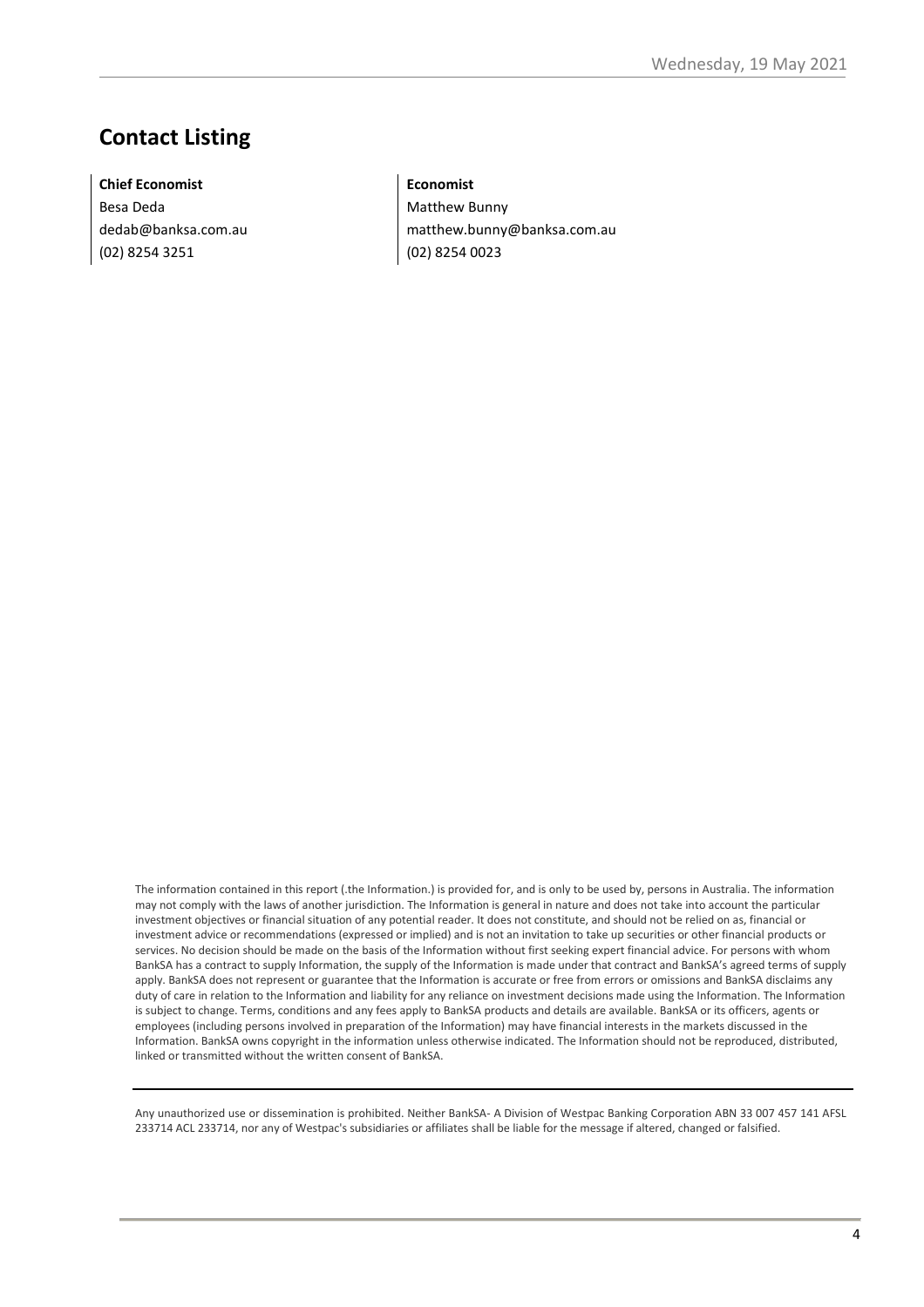## Contact Listing

**Chief Economist**
Besa Deda
dedab@banksa.com.au
(02) 8254 3251

**Economist**
Matthew Bunny
matthew.bunny@banksa.com.au
(02) 8254 0023

The information contained in this report (.the Information.) is provided for, and is only to be used by, persons in Australia. The information may not comply with the laws of another jurisdiction. The Information is general in nature and does not take into account the particular investment objectives or financial situation of any potential reader. It does not constitute, and should not be relied on as, financial or investment advice or recommendations (expressed or implied) and is not an invitation to take up securities or other financial products or services. No decision should be made on the basis of the Information without first seeking expert financial advice. For persons with whom BankSA has a contract to supply Information, the supply of the Information is made under that contract and BankSA's agreed terms of supply apply. BankSA does not represent or guarantee that the Information is accurate or free from errors or omissions and BankSA disclaims any duty of care in relation to the Information and liability for any reliance on investment decisions made using the Information. The Information is subject to change. Terms, conditions and any fees apply to BankSA products and details are available. BankSA or its officers, agents or employees (including persons involved in preparation of the Information) may have financial interests in the markets discussed in the Information. BankSA owns copyright in the information unless otherwise indicated. The Information should not be reproduced, distributed, linked or transmitted without the written consent of BankSA.

Any unauthorized use or dissemination is prohibited. Neither BankSA- A Division of Westpac Banking Corporation ABN 33 007 457 141 AFSL 233714 ACL 233714, nor any of Westpac's subsidiaries or affiliates shall be liable for the message if altered, changed or falsified.